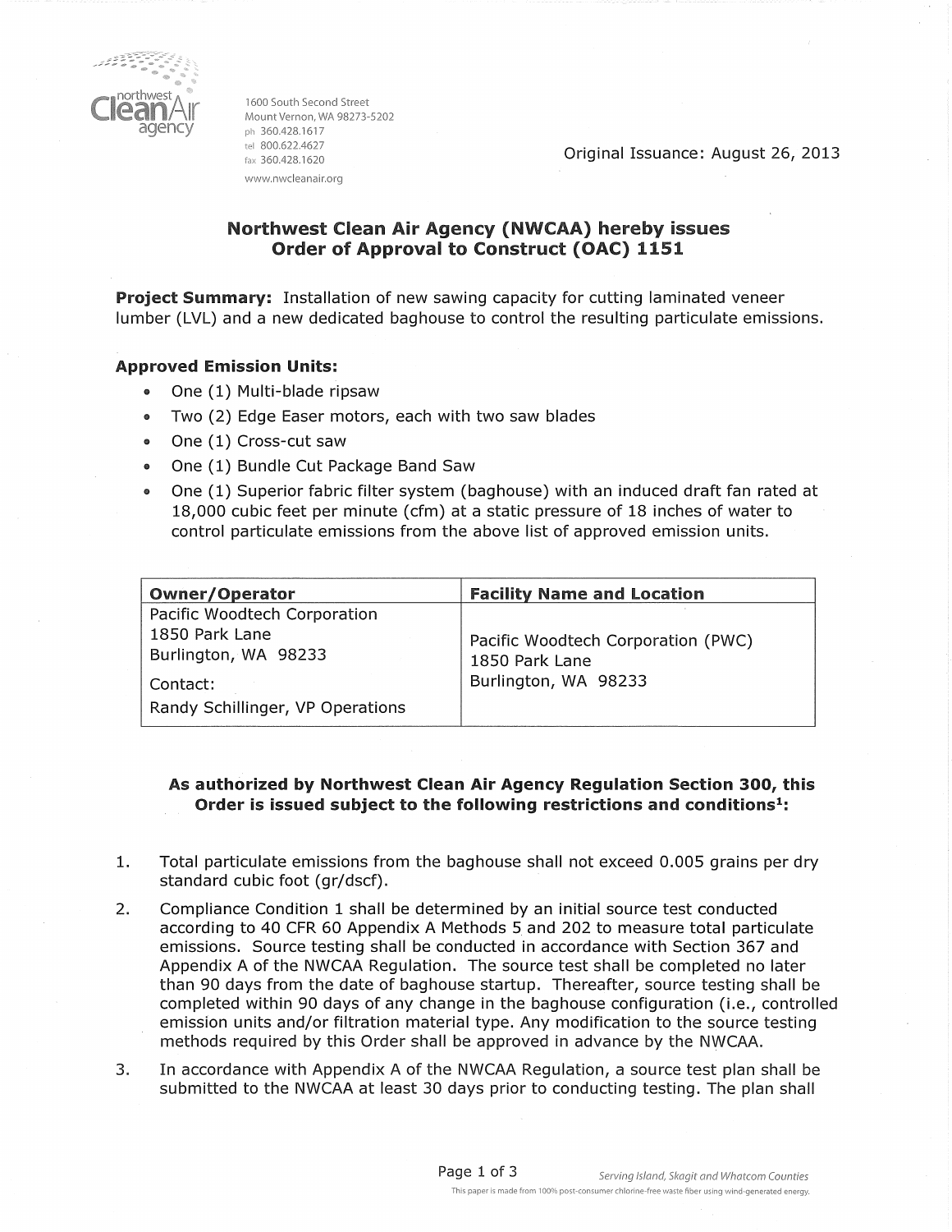northwest Clean Air agency

1600 South Second Street
Mount Vernon, WA 98273-5202
ph 360.428.1617
tel 800.622.4627
fax 360.428.1620
www.nwcleanair.org

Original Issuance: August 26, 2013

## Northwest Clean Air Agency (NWCAA) hereby issues Order of Approval to Construct (OAC) 1151

**Project Summary:** Installation of new sawing capacity for cutting laminated veneer lumber (LVL) and a new dedicated baghouse to control the resulting particulate emissions.

**Approved Emission Units:**

- One (1) Multi-blade ripsaw
- Two (2) Edge Easer motors, each with two saw blades
- One (1) Cross-cut saw
- One (1) Bundle Cut Package Band Saw
- One (1) Superior fabric filter system (baghouse) with an induced draft fan rated at 18,000 cubic feet per minute (cfm) at a static pressure of 18 inches of water to control particulate emissions from the above list of approved emission units.

| Owner/Operator | Facility Name and Location |
|---|---|
| Pacific Woodtech Corporation<br>1850 Park Lane<br>Burlington, WA 98233<br>Contact:<br>Randy Schillinger, VP Operations | Pacific Woodtech Corporation (PWC)<br>1850 Park Lane<br>Burlington, WA 98233 |

**As authorized by Northwest Clean Air Agency Regulation Section 300, this Order is issued subject to the following restrictions and conditions[1]:**

1. Total particulate emissions from the baghouse shall not exceed 0.005 grains per dry standard cubic foot (gr/dscf).
2. Compliance Condition 1 shall be determined by an initial source test conducted according to 40 CFR 60 Appendix A Methods 5 and 202 to measure total particulate emissions. Source testing shall be conducted in accordance with Section 367 and Appendix A of the NWCAA Regulation. The source test shall be completed no later than 90 days from the date of baghouse startup. Thereafter, source testing shall be completed within 90 days of any change in the baghouse configuration (i.e., controlled emission units and/or filtration material type. Any modification to the source testing methods required by this Order shall be approved in advance by the NWCAA.
3. In accordance with Appendix A of the NWCAA Regulation, a source test plan shall be submitted to the NWCAA at least 30 days prior to conducting testing. The plan shall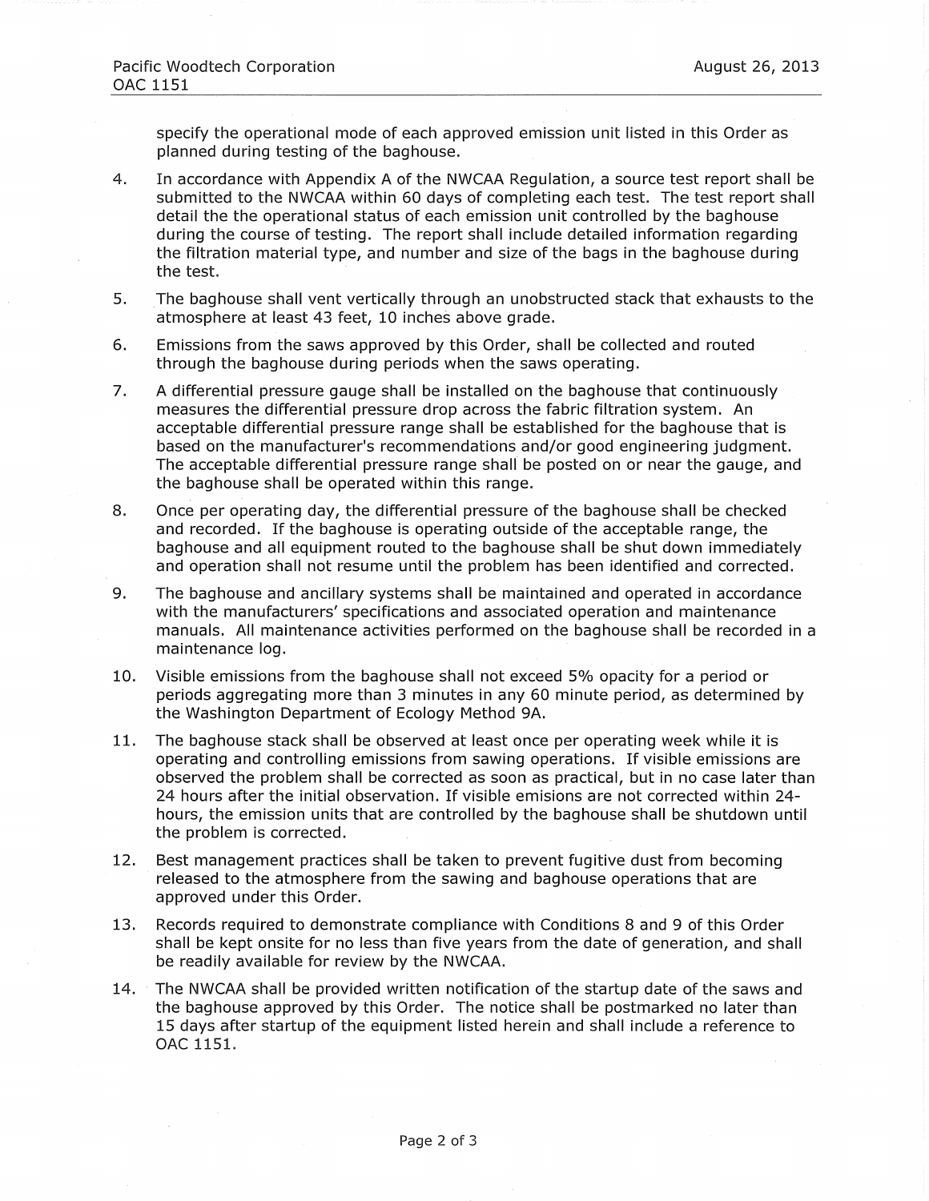specify the operational mode of each approved emission unit listed in this Order as planned during testing of the baghouse.

4. In accordance with Appendix A of the NWCAA Regulation, a source test report shall be submitted to the NWCAA within 60 days of completing each test. The test report shall detail the the operational status of each emission unit controlled by the baghouse during the course of testing. The report shall include detailed information regarding the filtration material type, and number and size of the bags in the baghouse during the test.

5. The baghouse shall vent vertically through an unobstructed stack that exhausts to the atmosphere at least 43 feet, 10 inches above grade.

6. Emissions from the saws approved by this Order, shall be collected and routed through the baghouse during periods when the saws operating.

7. A differential pressure gauge shall be installed on the baghouse that continuously measures the differential pressure drop across the fabric filtration system. An acceptable differential pressure range shall be established for the baghouse that is based on the manufacturer's recommendations and/or good engineering judgment. The acceptable differential pressure range shall be posted on or near the gauge, and the baghouse shall be operated within this range.

8. Once per operating day, the differential pressure of the baghouse shall be checked and recorded. If the baghouse is operating outside of the acceptable range, the baghouse and all equipment routed to the baghouse shall be shut down immediately and operation shall not resume until the problem has been identified and corrected.

9. The baghouse and ancillary systems shall be maintained and operated in accordance with the manufacturers' specifications and associated operation and maintenance manuals. All maintenance activities performed on the baghouse shall be recorded in a maintenance log.

10. Visible emissions from the baghouse shall not exceed 5% opacity for a period or periods aggregating more than 3 minutes in any 60 minute period, as determined by the Washington Department of Ecology Method 9A.

11. The baghouse stack shall be observed at least once per operating week while it is operating and controlling emissions from sawing operations. If visible emissions are observed the problem shall be corrected as soon as practical, but in no case later than 24 hours after the initial observation. If visible emisions are not corrected within 24-hours, the emission units that are controlled by the baghouse shall be shutdown until the problem is corrected.

12. Best management practices shall be taken to prevent fugitive dust from becoming released to the atmosphere from the sawing and baghouse operations that are approved under this Order.

13. Records required to demonstrate compliance with Conditions 8 and 9 of this Order shall be kept onsite for no less than five years from the date of generation, and shall be readily available for review by the NWCAA.

14. The NWCAA shall be provided written notification of the startup date of the saws and the baghouse approved by this Order. The notice shall be postmarked no later than 15 days after startup of the equipment listed herein and shall include a reference to OAC 1151.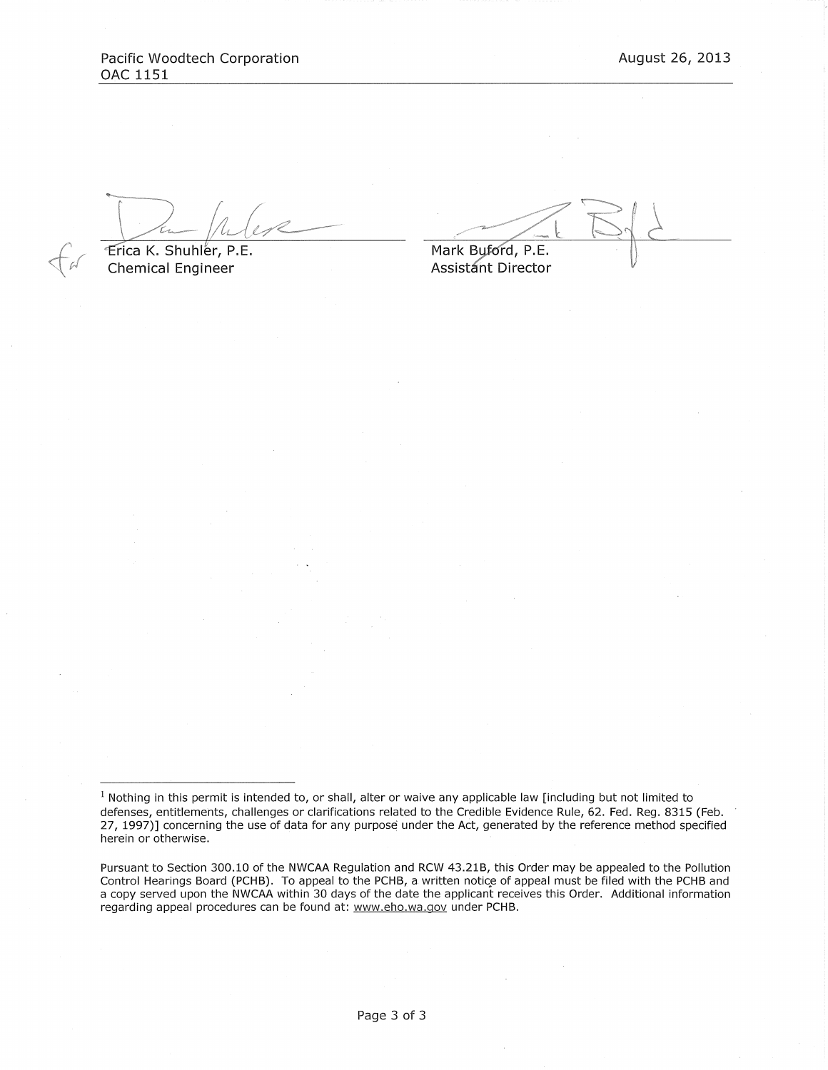for Erica K. Shuhler, P.E.
Chemical Engineer

Mark Buford, P.E.
Assistant Director

---

[1] Nothing in this permit is intended to, or shall, alter or waive any applicable law [including but not limited to defenses, entitlements, challenges or clarifications related to the Credible Evidence Rule, 62. Fed. Reg. 8315 (Feb. 27, 1997)] concerning the use of data for any purpose under the Act, generated by the reference method specified herein or otherwise.

Pursuant to Section 300.10 of the NWCAA Regulation and RCW 43.21B, this Order may be appealed to the Pollution Control Hearings Board (PCHB). To appeal to the PCHB, a written notice of appeal must be filed with the PCHB and a copy served upon the NWCAA within 30 days of the date the applicant receives this Order. Additional information regarding appeal procedures can be found at: www.eho.wa.gov under PCHB.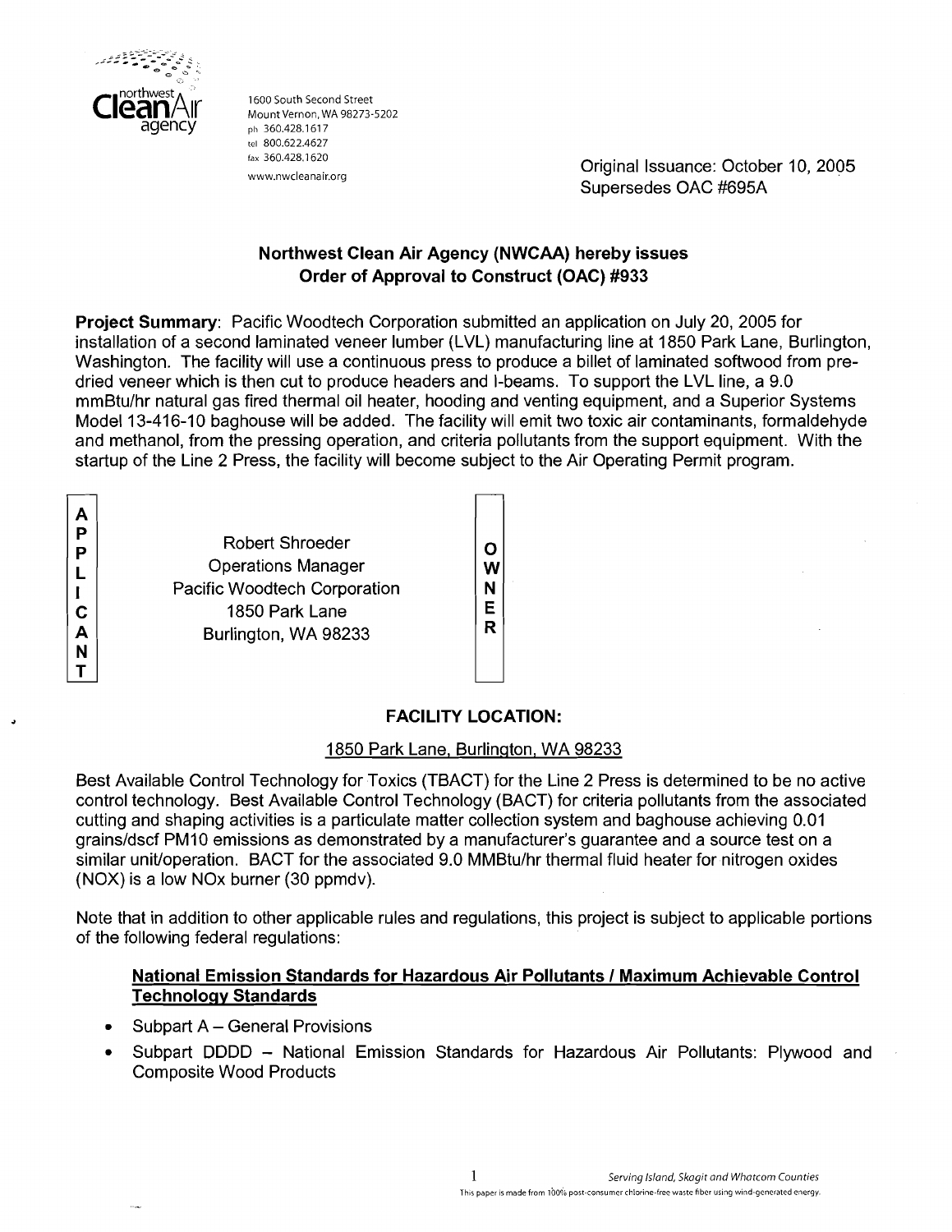northwest CleanAir agency

1600 South Second Street
Mount Vernon, WA 98273-5202
ph 360.428.1617
tel 800.622.4627
fax 360.428.1620
www.nwcleanair.org

Original Issuance: October 10, 2005
Supersedes OAC #695A

**Northwest Clean Air Agency (NWCAA) hereby issues**
**Order of Approval to Construct (OAC) #933**

**Project Summary**: Pacific Woodtech Corporation submitted an application on July 20, 2005 for installation of a second laminated veneer lumber (LVL) manufacturing line at 1850 Park Lane, Burlington, Washington. The facility will use a continuous press to produce a billet of laminated softwood from pre-dried veneer which is then cut to produce headers and I-beams. To support the LVL line, a 9.0 mmBtu/hr natural gas fired thermal oil heater, hooding and venting equipment, and a Superior Systems Model 13-416-10 baghouse will be added. The facility will emit two toxic air contaminants, formaldehyde and methanol, from the pressing operation, and criteria pollutants from the support equipment. With the startup of the Line 2 Press, the facility will become subject to the Air Operating Permit program.

| APPLICANT | OWNER |
|---|---|
| Robert Shroeder<br>Operations Manager<br>Pacific Woodtech Corporation<br>1850 Park Lane<br>Burlington, WA 98233 | |

**FACILITY LOCATION:**

1850 Park Lane, Burlington, WA 98233

Best Available Control Technology for Toxics (TBACT) for the Line 2 Press is determined to be no active control technology. Best Available Control Technology (BACT) for criteria pollutants from the associated cutting and shaping activities is a particulate matter collection system and baghouse achieving 0.01 grains/dscf PM10 emissions as demonstrated by a manufacturer's guarantee and a source test on a similar unit/operation. BACT for the associated 9.0 MMBtu/hr thermal fluid heater for nitrogen oxides (NOX) is a low NOx burner (30 ppmdv).

Note that in addition to other applicable rules and regulations, this project is subject to applicable portions of the following federal regulations:

**National Emission Standards for Hazardous Air Pollutants / Maximum Achievable Control Technology Standards**

- Subpart A – General Provisions
- Subpart DDDD – National Emission Standards for Hazardous Air Pollutants: Plywood and Composite Wood Products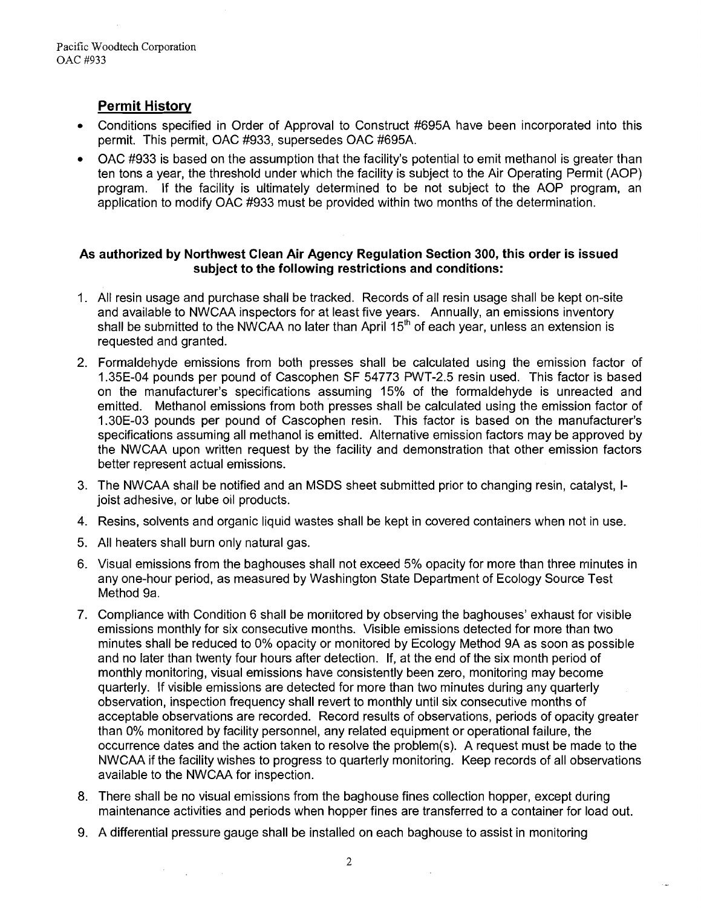## Permit History

- Conditions specified in Order of Approval to Construct #695A have been incorporated into this permit. This permit, OAC #933, supersedes OAC #695A.
- OAC #933 is based on the assumption that the facility's potential to emit methanol is greater than ten tons a year, the threshold under which the facility is subject to the Air Operating Permit (AOP) program. If the facility is ultimately determined to be not subject to the AOP program, an application to modify OAC #933 must be provided within two months of the determination.

**As authorized by Northwest Clean Air Agency Regulation Section 300, this order is issued subject to the following restrictions and conditions:**

1. All resin usage and purchase shall be tracked. Records of all resin usage shall be kept on-site and available to NWCAA inspectors for at least five years. Annually, an emissions inventory shall be submitted to the NWCAA no later than April 15th of each year, unless an extension is requested and granted.
2. Formaldehyde emissions from both presses shall be calculated using the emission factor of 1.35E-04 pounds per pound of Cascophen SF 54773 PWT-2.5 resin used. This factor is based on the manufacturer's specifications assuming 15% of the formaldehyde is unreacted and emitted. Methanol emissions from both presses shall be calculated using the emission factor of 1.30E-03 pounds per pound of Cascophen resin. This factor is based on the manufacturer's specifications assuming all methanol is emitted. Alternative emission factors may be approved by the NWCAA upon written request by the facility and demonstration that other emission factors better represent actual emissions.
3. The NWCAA shall be notified and an MSDS sheet submitted prior to changing resin, catalyst, I-joist adhesive, or lube oil products.
4. Resins, solvents and organic liquid wastes shall be kept in covered containers when not in use.
5. All heaters shall burn only natural gas.
6. Visual emissions from the baghouses shall not exceed 5% opacity for more than three minutes in any one-hour period, as measured by Washington State Department of Ecology Source Test Method 9a.
7. Compliance with Condition 6 shall be monitored by observing the baghouses' exhaust for visible emissions monthly for six consecutive months. Visible emissions detected for more than two minutes shall be reduced to 0% opacity or monitored by Ecology Method 9A as soon as possible and no later than twenty four hours after detection. If, at the end of the six month period of monthly monitoring, visual emissions have consistently been zero, monitoring may become quarterly. If visible emissions are detected for more than two minutes during any quarterly observation, inspection frequency shall revert to monthly until six consecutive months of acceptable observations are recorded. Record results of observations, periods of opacity greater than 0% monitored by facility personnel, any related equipment or operational failure, the occurrence dates and the action taken to resolve the problem(s). A request must be made to the NWCAA if the facility wishes to progress to quarterly monitoring. Keep records of all observations available to the NWCAA for inspection.
8. There shall be no visual emissions from the baghouse fines collection hopper, except during maintenance activities and periods when hopper fines are transferred to a container for load out.
9. A differential pressure gauge shall be installed on each baghouse to assist in monitoring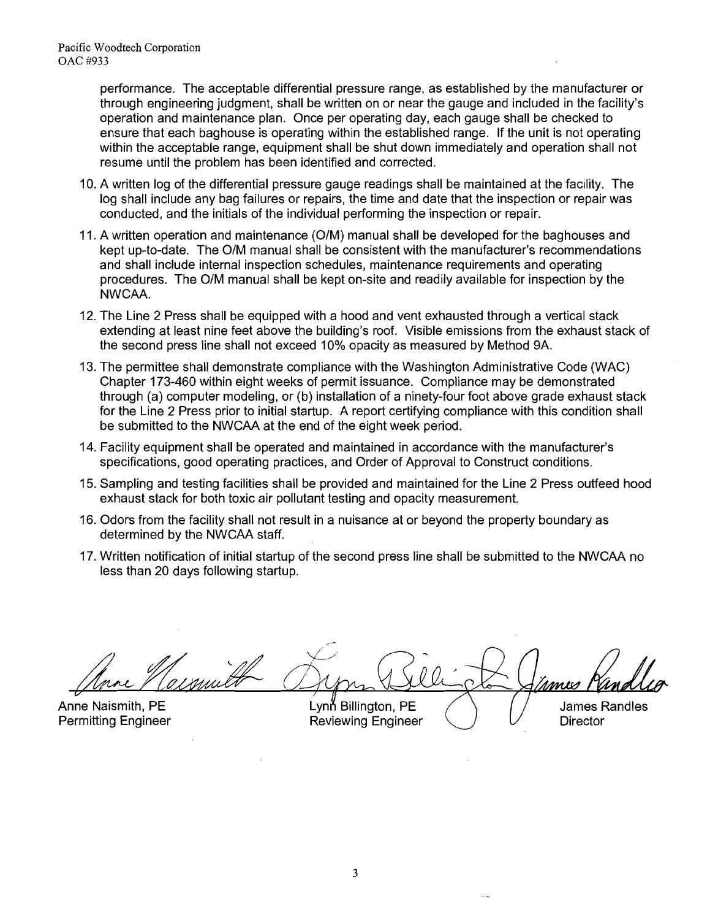performance. The acceptable differential pressure range, as established by the manufacturer or through engineering judgment, shall be written on or near the gauge and included in the facility's operation and maintenance plan. Once per operating day, each gauge shall be checked to ensure that each baghouse is operating within the established range. If the unit is not operating within the acceptable range, equipment shall be shut down immediately and operation shall not resume until the problem has been identified and corrected.

10. A written log of the differential pressure gauge readings shall be maintained at the facility. The log shall include any bag failures or repairs, the time and date that the inspection or repair was conducted, and the initials of the individual performing the inspection or repair.
11. A written operation and maintenance (O/M) manual shall be developed for the baghouses and kept up-to-date. The O/M manual shall be consistent with the manufacturer's recommendations and shall include internal inspection schedules, maintenance requirements and operating procedures. The O/M manual shall be kept on-site and readily available for inspection by the NWCAA.
12. The Line 2 Press shall be equipped with a hood and vent exhausted through a vertical stack extending at least nine feet above the building's roof. Visible emissions from the exhaust stack of the second press line shall not exceed 10% opacity as measured by Method 9A.
13. The permittee shall demonstrate compliance with the Washington Administrative Code (WAC) Chapter 173-460 within eight weeks of permit issuance. Compliance may be demonstrated through (a) computer modeling, or (b) installation of a ninety-four foot above grade exhaust stack for the Line 2 Press prior to initial startup. A report certifying compliance with this condition shall be submitted to the NWCAA at the end of the eight week period.
14. Facility equipment shall be operated and maintained in accordance with the manufacturer's specifications, good operating practices, and Order of Approval to Construct conditions.
15. Sampling and testing facilities shall be provided and maintained for the Line 2 Press outfeed hood exhaust stack for both toxic air pollutant testing and opacity measurement.
16. Odors from the facility shall not result in a nuisance at or beyond the property boundary as determined by the NWCAA staff.
17. Written notification of initial startup of the second press line shall be submitted to the NWCAA no less than 20 days following startup.

| | | |
|---|---|---|
| Anne Naismith, PE | Lynn Billington, PE | James Randles |
| Permitting Engineer | Reviewing Engineer | Director |